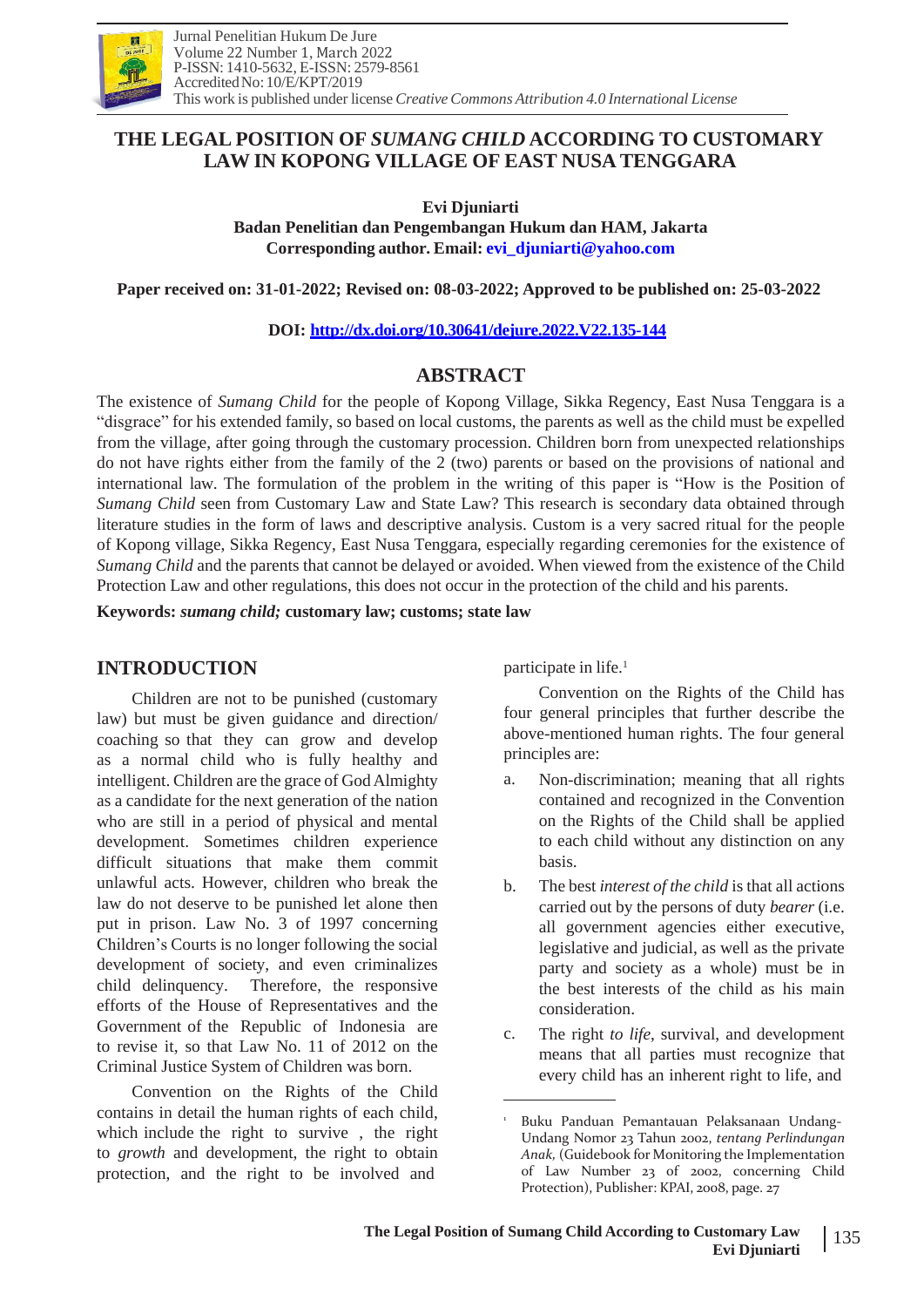# THE LEGAL POSITION OF *SUMANG CHILD* ACCORDING TO CUSTOMARY LAW IN KOPONG VILLAGE OF EAST NUSA TENGGARA

**Evi Djuniarti**

**Badan Penelitian dan Pengembangan Hukum dan HAM, Jakarta**

**Corresponding author. Email: evi_djuniarti@yahoo.com**

**Paper received on: 31-01-2022; Revised on: 08-03-2022; Approved to be published on: 25-03-2022**

**DOI: http://dx.doi.org/10.30641/dejure.2022.V22.135-144**

## ABSTRACT

The existence of *Sumang Child* for the people of Kopong Village, Sikka Regency, East Nusa Tenggara is a "disgrace" for his extended family, so based on local customs, the parents as well as the child must be expelled from the village, after going through the customary procession. Children born from unexpected relationships do not have rights either from the family of the 2 (two) parents or based on the provisions of national and international law. The formulation of the problem in the writing of this paper is "How is the Position of *Sumang Child* seen from Customary Law and State Law? This research is secondary data obtained through literature studies in the form of laws and descriptive analysis. Custom is a very sacred ritual for the people of Kopong village, Sikka Regency, East Nusa Tenggara, especially regarding ceremonies for the existence of *Sumang Child* and the parents that cannot be delayed or avoided. When viewed from the existence of the Child Protection Law and other regulations, this does not occur in the protection of the child and his parents.

**Keywords:** ***sumang child;*** **customary law; customs; state law**

## INTRODUCTION

Children are not to be punished (customary law) but must be given guidance and direction/ coaching so that they can grow and develop as a normal child who is fully healthy and intelligent. Children are the grace of God Almighty as a candidate for the next generation of the nation who are still in a period of physical and mental development. Sometimes children experience difficult situations that make them commit unlawful acts. However, children who break the law do not deserve to be punished let alone then put in prison. Law No. 3 of 1997 concerning Children's Courts is no longer following the social development of society, and even criminalizes child delinquency. Therefore, the responsive efforts of the House of Representatives and the Government of the Republic of Indonesia are to revise it, so that Law No. 11 of 2012 on the Criminal Justice System of Children was born.

Convention on the Rights of the Child contains in detail the human rights of each child, which include the right to survive , the right to *growth* and development, the right to obtain protection, and the right to be involved and participate in life.[1]

Convention on the Rights of the Child has four general principles that further describe the above-mentioned human rights. The four general principles are:

a. Non-discrimination; meaning that all rights contained and recognized in the Convention on the Rights of the Child shall be applied to each child without any distinction on any basis.

b. The best *interest of the child* is that all actions carried out by the persons of duty *bearer* (i.e. all government agencies either executive, legislative and judicial, as well as the private party and society as a whole) must be in the best interests of the child as his main consideration.

c. The right *to life*, survival, and development means that all parties must recognize that every child has an inherent right to life, and

[1] Buku Panduan Pemantauan Pelaksanaan Undang-Undang Nomor 23 Tahun 2002, *tentang Perlindungan Anak*, (Guidebook for Monitoring the Implementation of Law Number 23 of 2002, concerning Child Protection), Publisher: KPAI, 2008, page. 27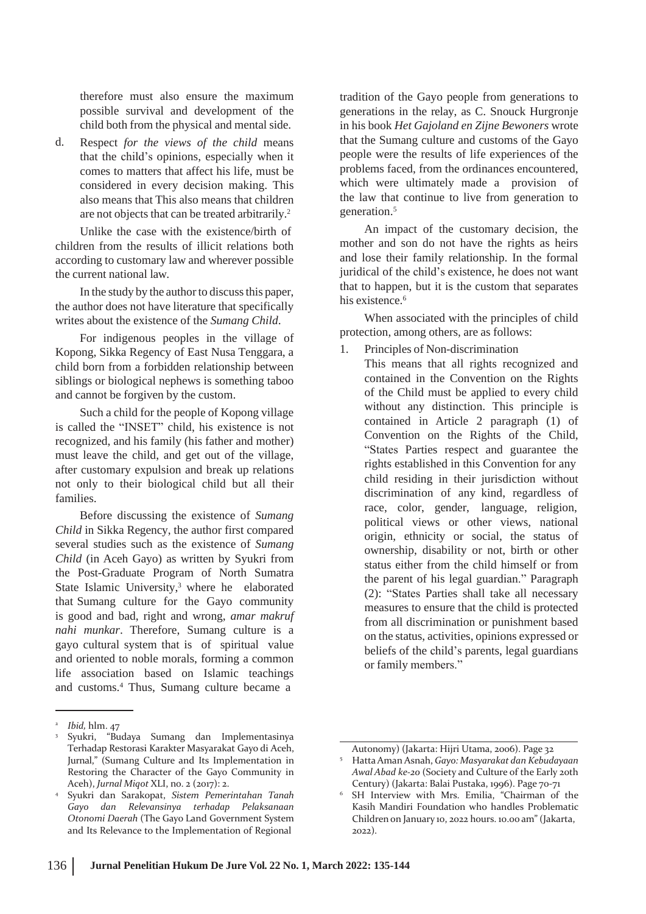therefore must also ensure the maximum possible survival and development of the child both from the physical and mental side.

d. Respect *for the views of the child* means that the child's opinions, especially when it comes to matters that affect his life, must be considered in every decision making. This also means that This also means that children are not objects that can be treated arbitrarily.[2]

Unlike the case with the existence/birth of children from the results of illicit relations both according to customary law and wherever possible the current national law.

In the study by the author to discuss this paper, the author does not have literature that specifically writes about the existence of the *Sumang Child*.

For indigenous peoples in the village of Kopong, Sikka Regency of East Nusa Tenggara, a child born from a forbidden relationship between siblings or biological nephews is something taboo and cannot be forgiven by the custom.

Such a child for the people of Kopong village is called the "INSET" child, his existence is not recognized, and his family (his father and mother) must leave the child, and get out of the village, after customary expulsion and break up relations not only to their biological child but all their families.

Before discussing the existence of *Sumang Child* in Sikka Regency, the author first compared several studies such as the existence of *Sumang Child* (in Aceh Gayo) as written by Syukri from the Post-Graduate Program of North Sumatra State Islamic University,[3] where he elaborated that Sumang culture for the Gayo community is good and bad, right and wrong, *amar makruf nahi munkar*. Therefore, Sumang culture is a gayo cultural system that is of spiritual value and oriented to noble morals, forming a common life association based on Islamic teachings and customs.[4] Thus, Sumang culture became a tradition of the Gayo people from generations to generations in the relay, as C. Snouck Hurgronje in his book *Het Gajoland en Zijne Bewoners* wrote that the Sumang culture and customs of the Gayo people were the results of life experiences of the problems faced, from the ordinances encountered, which were ultimately made a provision of the law that continue to live from generation to generation.[5]

An impact of the customary decision, the mother and son do not have the rights as heirs and lose their family relationship. In the formal juridical of the child's existence, he does not want that to happen, but it is the custom that separates his existence.[6]

When associated with the principles of child protection, among others, are as follows:

1. Principles of Non-discrimination
   This means that all rights recognized and contained in the Convention on the Rights of the Child must be applied to every child without any distinction. This principle is contained in Article 2 paragraph (1) of Convention on the Rights of the Child, "States Parties respect and guarantee the rights established in this Convention for any child residing in their jurisdiction without discrimination of any kind, regardless of race, color, gender, language, religion, political views or other views, national origin, ethnicity or social, the status of ownership, disability or not, birth or other status either from the child himself or from the parent of his legal guardian." Paragraph (2): "States Parties shall take all necessary measures to ensure that the child is protected from all discrimination or punishment based on the status, activities, opinions expressed or beliefs of the child's parents, legal guardians or family members."

---

[2] *Ibid*, hlm. 47

[3] Syukri, "Budaya Sumang dan Implementasinya Terhadap Restorasi Karakter Masyarakat Gayo di Aceh, Jurnal," (Sumang Culture and Its Implementation in Restoring the Character of the Gayo Community in Aceh), *Jurnal Miqot* XLI, no. 2 (2017): 2.

[4] Syukri dan Sarakopat, *Sistem Pemerintahan Tanah Gayo dan Relevansinya terhadap Pelaksanaan Otonomi Daerah* (The Gayo Land Government System and Its Relevance to the Implementation of Regional Autonomy) (Jakarta: Hijri Utama, 2006). Page 32

[5] Hatta Aman Asnah, *Gayo: Masyarakat dan Kebudayaan Awal Abad ke-20* (Society and Culture of the Early 20th Century) (Jakarta: Balai Pustaka, 1996). Page 70-71

[6] SH Interview with Mrs. Emilia, "Chairman of the Kasih Mandiri Foundation who handles Problematic Children on January 10, 2022 hours. 10.00 am" (Jakarta, 2022).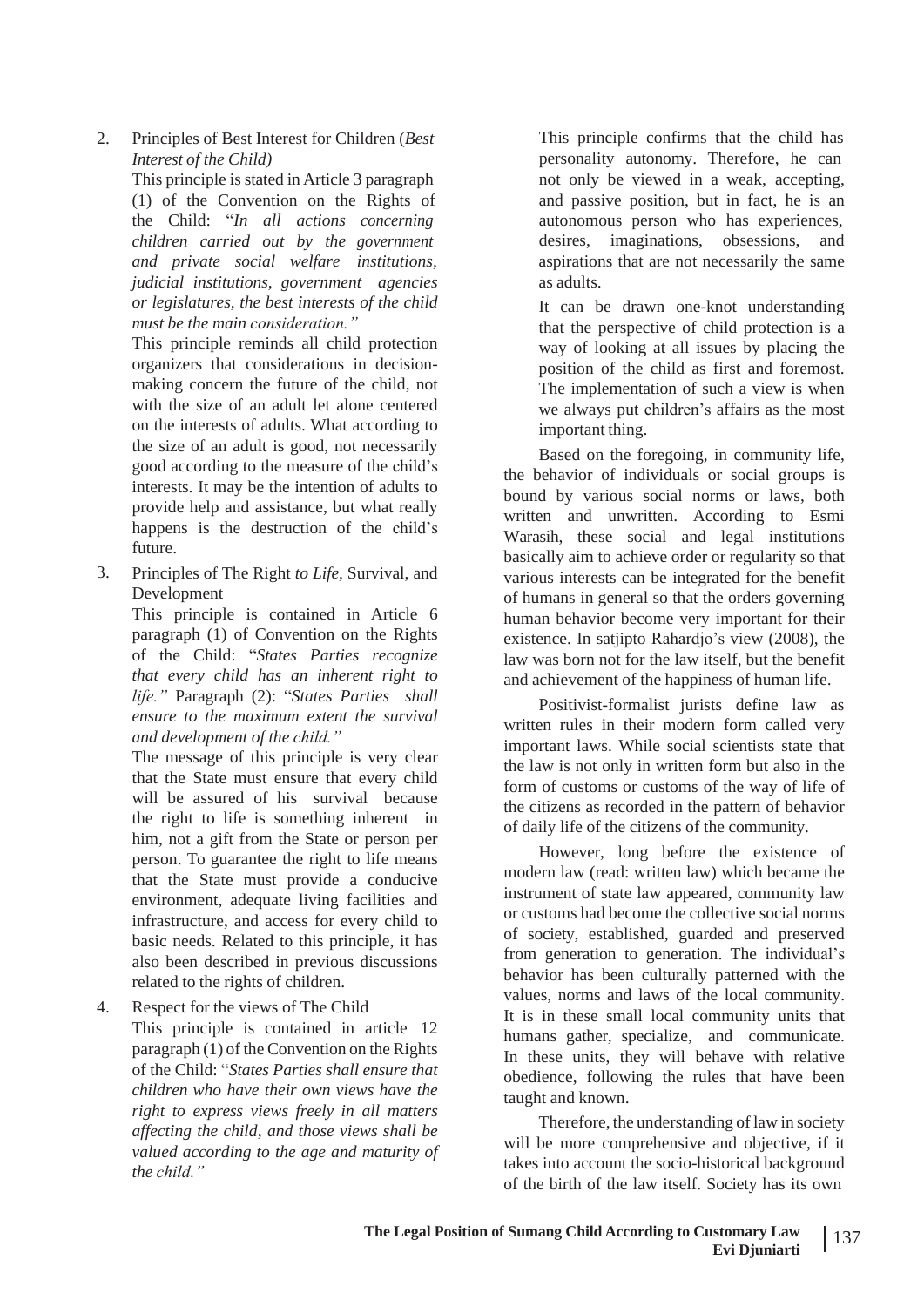2. Principles of Best Interest for Children (*Best Interest of the Child)*

   This principle is stated in Article 3 paragraph (1) of the Convention on the Rights of the Child: "*In all actions concerning children carried out by the government and private social welfare institutions, judicial institutions, government agencies or legislatures, the best interests of the child must be the main consideration.*"

   This principle reminds all child protection organizers that considerations in decision-making concern the future of the child, not with the size of an adult let alone centered on the interests of adults. What according to the size of an adult is good, not necessarily good according to the measure of the child's interests. It may be the intention of adults to provide help and assistance, but what really happens is the destruction of the child's future.

3. Principles of The Right *to Life*, Survival, and Development

   This principle is contained in Article 6 paragraph (1) of Convention on the Rights of the Child: "*States Parties recognize that every child has an inherent right to life.*" Paragraph (2): "*States Parties shall ensure to the maximum extent the survival and development of the child.*"

   The message of this principle is very clear that the State must ensure that every child will be assured of his survival because the right to life is something inherent in him, not a gift from the State or person per person. To guarantee the right to life means that the State must provide a conducive environment, adequate living facilities and infrastructure, and access for every child to basic needs. Related to this principle, it has also been described in previous discussions related to the rights of children.

4. Respect for the views of The Child

   This principle is contained in article 12 paragraph (1) of the Convention on the Rights of the Child: "*States Parties shall ensure that children who have their own views have the right to express views freely in all matters affecting the child, and those views shall be valued according to the age and maturity of the child.*"

   This principle confirms that the child has personality autonomy. Therefore, he can not only be viewed in a weak, accepting, and passive position, but in fact, he is an autonomous person who has experiences, desires, imaginations, obsessions, and aspirations that are not necessarily the same as adults.

   It can be drawn one-knot understanding that the perspective of child protection is a way of looking at all issues by placing the position of the child as first and foremost. The implementation of such a view is when we always put children's affairs as the most important thing.

Based on the foregoing, in community life, the behavior of individuals or social groups is bound by various social norms or laws, both written and unwritten. According to Esmi Warasih, these social and legal institutions basically aim to achieve order or regularity so that various interests can be integrated for the benefit of humans in general so that the orders governing human behavior become very important for their existence. In satjipto Rahardjo's view (2008), the law was born not for the law itself, but the benefit and achievement of the happiness of human life.

Positivist-formalist jurists define law as written rules in their modern form called very important laws. While social scientists state that the law is not only in written form but also in the form of customs or customs of the way of life of the citizens as recorded in the pattern of behavior of daily life of the citizens of the community.

However, long before the existence of modern law (read: written law) which became the instrument of state law appeared, community law or customs had become the collective social norms of society, established, guarded and preserved from generation to generation. The individual's behavior has been culturally patterned with the values, norms and laws of the local community. It is in these small local community units that humans gather, specialize, and communicate. In these units, they will behave with relative obedience, following the rules that have been taught and known.

Therefore, the understanding of law in society will be more comprehensive and objective, if it takes into account the socio-historical background of the birth of the law itself. Society has its own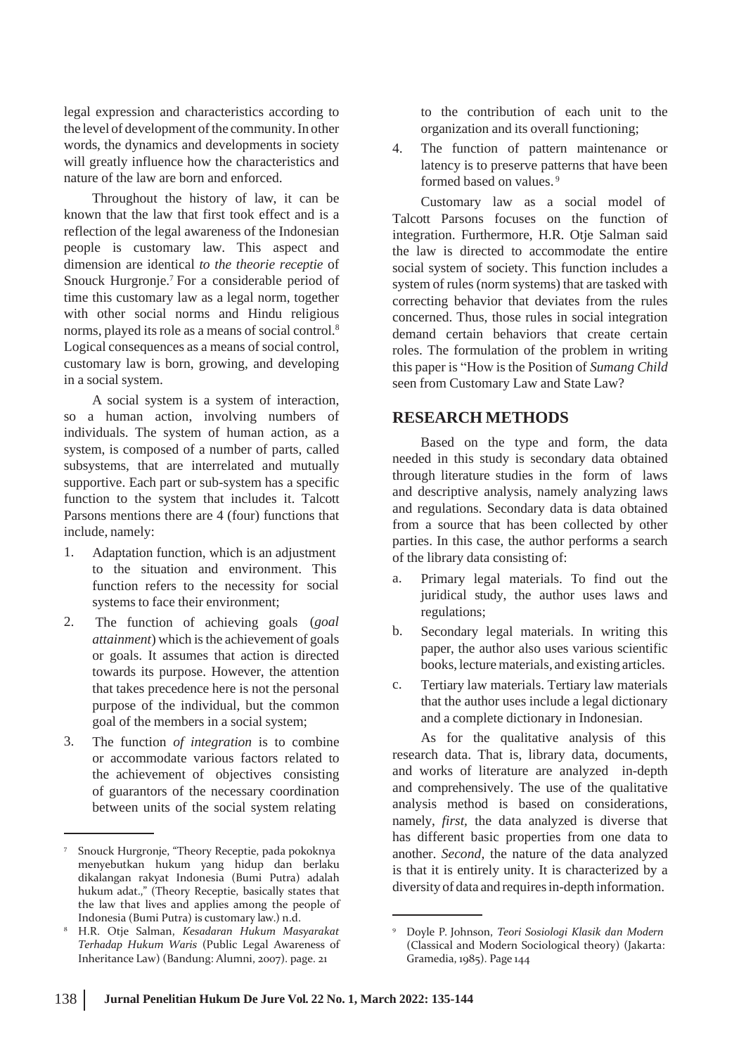legal expression and characteristics according to the level of development of the community. In other words, the dynamics and developments in society will greatly influence how the characteristics and nature of the law are born and enforced.

Throughout the history of law, it can be known that the law that first took effect and is a reflection of the legal awareness of the Indonesian people is customary law. This aspect and dimension are identical *to the theorie receptie* of Snouck Hurgronje.[7] For a considerable period of time this customary law as a legal norm, together with other social norms and Hindu religious norms, played its role as a means of social control.[8] Logical consequences as a means of social control, customary law is born, growing, and developing in a social system.

A social system is a system of interaction, so a human action, involving numbers of individuals. The system of human action, as a system, is composed of a number of parts, called subsystems, that are interrelated and mutually supportive. Each part or sub-system has a specific function to the system that includes it. Talcott Parsons mentions there are 4 (four) functions that include, namely:

1. Adaptation function, which is an adjustment to the situation and environment. This function refers to the necessity for social systems to face their environment;
2. The function of achieving goals (*goal attainment*) which is the achievement of goals or goals. It assumes that action is directed towards its purpose. However, the attention that takes precedence here is not the personal purpose of the individual, but the common goal of the members in a social system;
3. The function *of integration* is to combine or accommodate various factors related to the achievement of objectives consisting of guarantors of the necessary coordination between units of the social system relating to the contribution of each unit to the organization and its overall functioning;
4. The function of pattern maintenance or latency is to preserve patterns that have been formed based on values.[9]

Customary law as a social model of Talcott Parsons focuses on the function of integration. Furthermore, H.R. Otje Salman said the law is directed to accommodate the entire social system of society. This function includes a system of rules (norm systems) that are tasked with correcting behavior that deviates from the rules concerned. Thus, those rules in social integration demand certain behaviors that create certain roles. The formulation of the problem in writing this paper is "How is the Position of *Sumang Child* seen from Customary Law and State Law?

## RESEARCH METHODS

Based on the type and form, the data needed in this study is secondary data obtained through literature studies in the form of laws and descriptive analysis, namely analyzing laws and regulations. Secondary data is data obtained from a source that has been collected by other parties. In this case, the author performs a search of the library data consisting of:

a. Primary legal materials. To find out the juridical study, the author uses laws and regulations;
b. Secondary legal materials. In writing this paper, the author also uses various scientific books, lecture materials, and existing articles.
c. Tertiary law materials. Tertiary law materials that the author uses include a legal dictionary and a complete dictionary in Indonesian.

As for the qualitative analysis of this research data. That is, library data, documents, and works of literature are analyzed in-depth and comprehensively. The use of the qualitative analysis method is based on considerations, namely, *first*, the data analyzed is diverse that has different basic properties from one data to another. *Second*, the nature of the data analyzed is that it is entirely unity. It is characterized by a diversity of data and requires in-depth information.

---

[7] Snouck Hurgronje, "Theory Receptie, pada pokoknya menyebutkan hukum yang hidup dan berlaku dikalangan rakyat Indonesia (Bumi Putra) adalah hukum adat.," (Theory Receptie, basically states that the law that lives and applies among the people of Indonesia (Bumi Putra) is customary law.) n.d.

[8] H.R. Otje Salman, *Kesadaran Hukum Masyarakat Terhadap Hukum Waris* (Public Legal Awareness of Inheritance Law) (Bandung: Alumni, 2007). page. 21

[9] Doyle P. Johnson, *Teori Sosiologi Klasik dan Modern* (Classical and Modern Sociological theory) (Jakarta: Gramedia, 1985). Page 144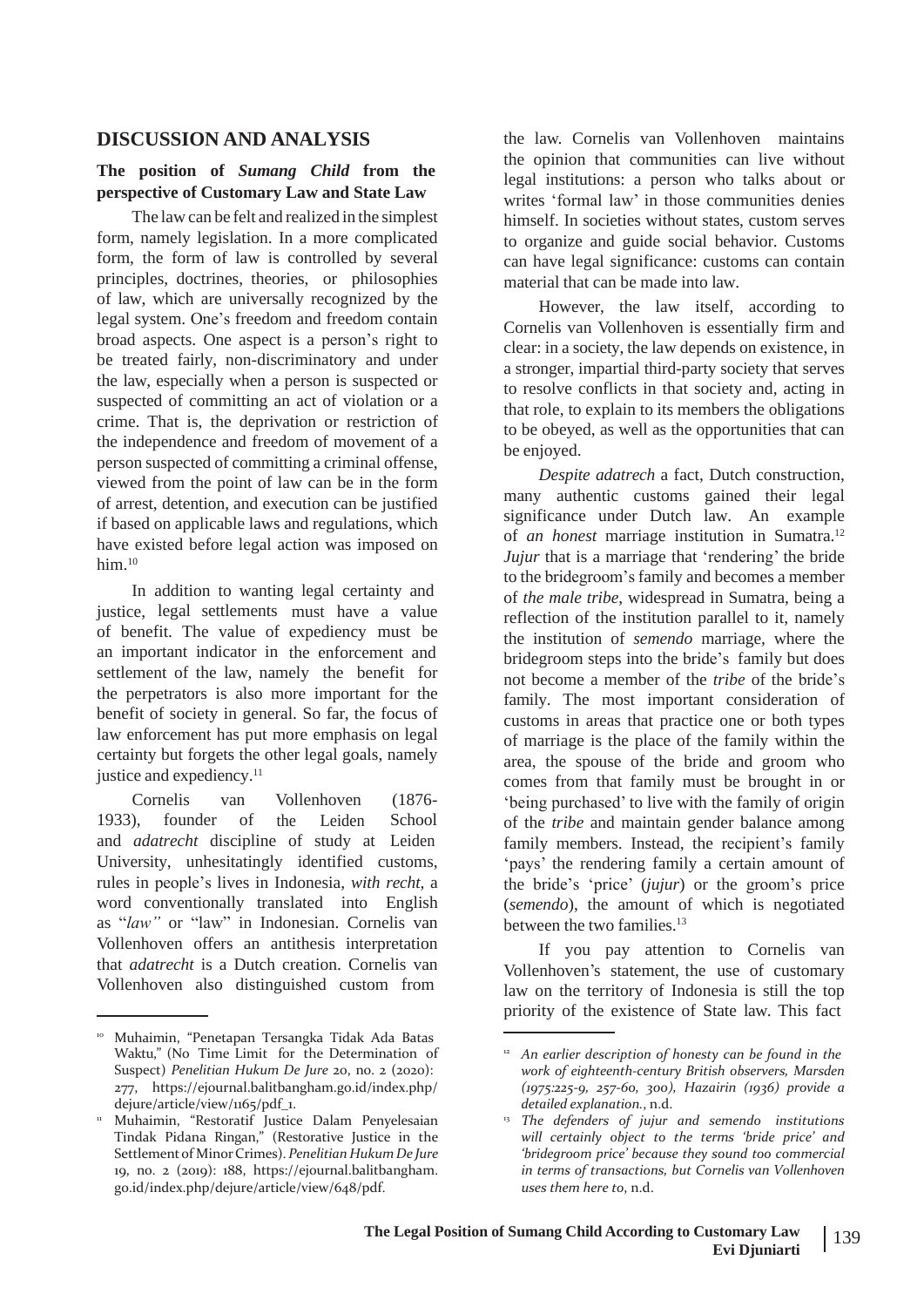## DISCUSSION AND ANALYSIS

### The position of *Sumang Child* from the perspective of Customary Law and State Law

The law can be felt and realized in the simplest form, namely legislation. In a more complicated form, the form of law is controlled by several principles, doctrines, theories, or philosophies of law, which are universally recognized by the legal system. One's freedom and freedom contain broad aspects. One aspect is a person's right to be treated fairly, non-discriminatory and under the law, especially when a person is suspected or suspected of committing an act of violation or a crime. That is, the deprivation or restriction of the independence and freedom of movement of a person suspected of committing a criminal offense, viewed from the point of law can be in the form of arrest, detention, and execution can be justified if based on applicable laws and regulations, which have existed before legal action was imposed on him.[10]

In addition to wanting legal certainty and justice, legal settlements must have a value of benefit. The value of expediency must be an important indicator in the enforcement and settlement of the law, namely the benefit for the perpetrators is also more important for the benefit of society in general. So far, the focus of law enforcement has put more emphasis on legal certainty but forgets the other legal goals, namely justice and expediency.[11]

Cornelis van Vollenhoven (1876-1933), founder of the Leiden School and *adatrecht* discipline of study at Leiden University, unhesitatingly identified customs, rules in people's lives in Indonesia, *with recht*, a word conventionally translated into English as "*law"* or "law" in Indonesian. Cornelis van Vollenhoven offers an antithesis interpretation that *adatrecht* is a Dutch creation. Cornelis van Vollenhoven also distinguished custom from the law. Cornelis van Vollenhoven maintains the opinion that communities can live without legal institutions: a person who talks about or writes 'formal law' in those communities denies himself. In societies without states, custom serves to organize and guide social behavior. Customs can have legal significance: customs can contain material that can be made into law.

However, the law itself, according to Cornelis van Vollenhoven is essentially firm and clear: in a society, the law depends on existence, in a stronger, impartial third-party society that serves to resolve conflicts in that society and, acting in that role, to explain to its members the obligations to be obeyed, as well as the opportunities that can be enjoyed.

*Despite adatrech* a fact, Dutch construction, many authentic customs gained their legal significance under Dutch law. An example of *an honest* marriage institution in Sumatra.[12] *Jujur* that is a marriage that 'rendering' the bride to the bridegroom's family and becomes a member of *the male tribe*, widespread in Sumatra, being a reflection of the institution parallel to it, namely the institution of *semendo* marriage, where the bridegroom steps into the bride's family but does not become a member of the *tribe* of the bride's family. The most important consideration of customs in areas that practice one or both types of marriage is the place of the family within the area, the spouse of the bride and groom who comes from that family must be brought in or 'being purchased' to live with the family of origin of the *tribe* and maintain gender balance among family members. Instead, the recipient's family 'pays' the rendering family a certain amount of the bride's 'price' (*jujur*) or the groom's price (*semendo*), the amount of which is negotiated between the two families.[13]

If you pay attention to Cornelis van Vollenhoven's statement, the use of customary law on the territory of Indonesia is still the top priority of the existence of State law. This fact

---

[10] Muhaimin, "Penetapan Tersangka Tidak Ada Batas Waktu," (No Time Limit for the Determination of Suspect) *Penelitian Hukum De Jure* 20, no. 2 (2020): 277, https://ejournal.balitbangham.go.id/index.php/dejure/article/view/1165/pdf_1.

[11] Muhaimin, "Restoratif Justice Dalam Penyelesaian Tindak Pidana Ringan," (Restorative Justice in the Settlement of Minor Crimes). *Penelitian Hukum De Jure* 19, no. 2 (2019): 188, https://ejournal.balitbangham.go.id/index.php/dejure/article/view/648/pdf.

[12] *An earlier description of honesty can be found in the work of eighteenth-century British observers, Marsden (1975:225-9, 257-60, 300), Hazairin (1936) provide a detailed explanation.*, n.d.

[13] *The defenders of jujur and semendo institutions will certainly object to the terms 'bride price' and 'bridegroom price' because they sound too commercial in terms of transactions, but Cornelis van Vollenhoven uses them here to*, n.d.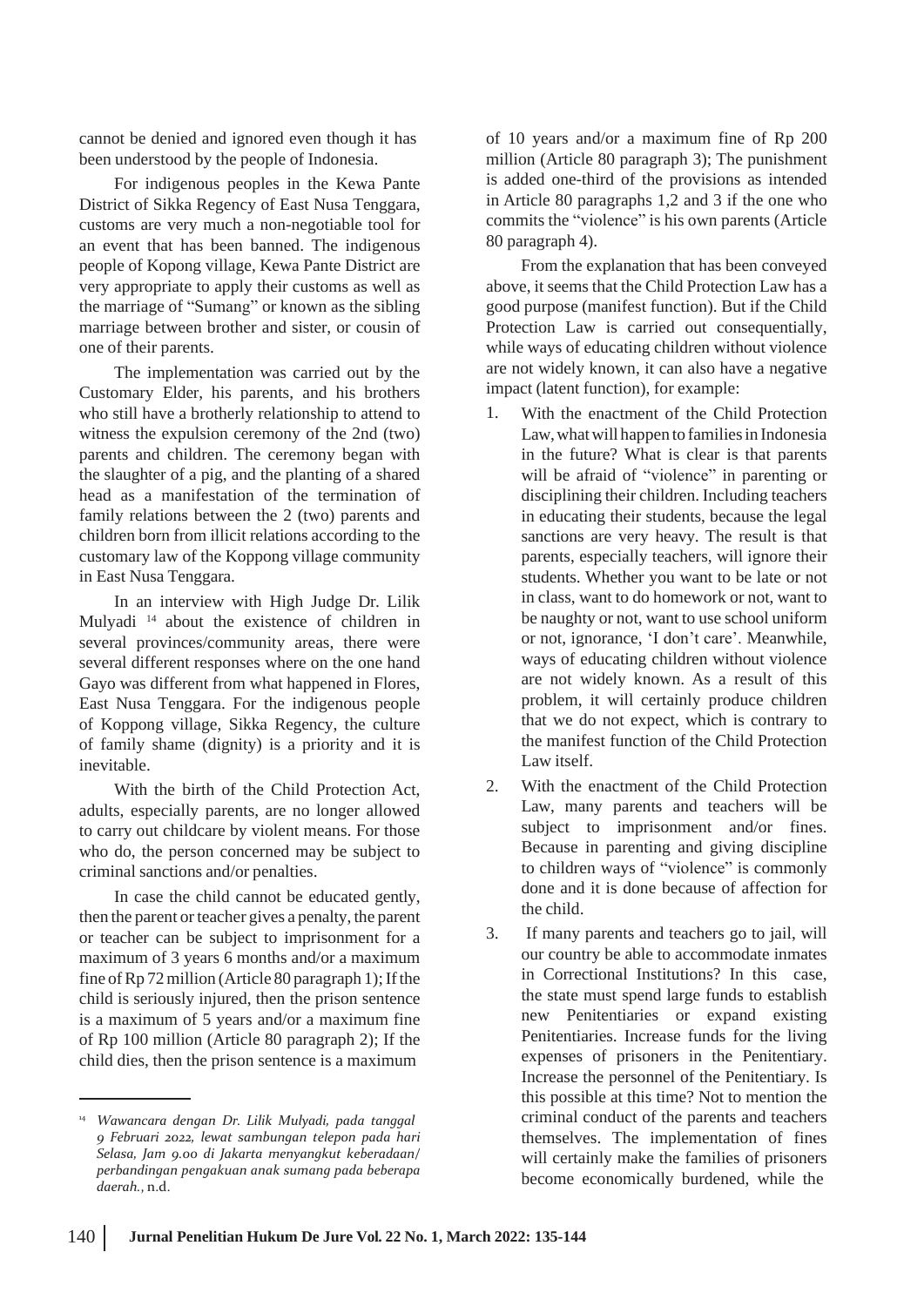cannot be denied and ignored even though it has been understood by the people of Indonesia.

For indigenous peoples in the Kewa Pante District of Sikka Regency of East Nusa Tenggara, customs are very much a non-negotiable tool for an event that has been banned. The indigenous people of Kopong village, Kewa Pante District are very appropriate to apply their customs as well as the marriage of "Sumang" or known as the sibling marriage between brother and sister, or cousin of one of their parents.

The implementation was carried out by the Customary Elder, his parents, and his brothers who still have a brotherly relationship to attend to witness the expulsion ceremony of the 2nd (two) parents and children. The ceremony began with the slaughter of a pig, and the planting of a shared head as a manifestation of the termination of family relations between the 2 (two) parents and children born from illicit relations according to the customary law of the Koppong village community in East Nusa Tenggara.

In an interview with High Judge Dr. Lilik Mulyadi [14] about the existence of children in several provinces/community areas, there were several different responses where on the one hand Gayo was different from what happened in Flores, East Nusa Tenggara. For the indigenous people of Koppong village, Sikka Regency, the culture of family shame (dignity) is a priority and it is inevitable.

With the birth of the Child Protection Act, adults, especially parents, are no longer allowed to carry out childcare by violent means. For those who do, the person concerned may be subject to criminal sanctions and/or penalties.

In case the child cannot be educated gently, then the parent or teacher gives a penalty, the parent or teacher can be subject to imprisonment for a maximum of 3 years 6 months and/or a maximum fine of Rp 72 million (Article 80 paragraph 1); If the child is seriously injured, then the prison sentence is a maximum of 5 years and/or a maximum fine of Rp 100 million (Article 80 paragraph 2); If the child dies, then the prison sentence is a maximum of 10 years and/or a maximum fine of Rp 200 million (Article 80 paragraph 3); The punishment is added one-third of the provisions as intended in Article 80 paragraphs 1,2 and 3 if the one who commits the "violence" is his own parents (Article 80 paragraph 4).

From the explanation that has been conveyed above, it seems that the Child Protection Law has a good purpose (manifest function). But if the Child Protection Law is carried out consequentially, while ways of educating children without violence are not widely known, it can also have a negative impact (latent function), for example:

1. With the enactment of the Child Protection Law, what will happen to families in Indonesia in the future? What is clear is that parents will be afraid of "violence" in parenting or disciplining their children. Including teachers in educating their students, because the legal sanctions are very heavy. The result is that parents, especially teachers, will ignore their students. Whether you want to be late or not in class, want to do homework or not, want to be naughty or not, want to use school uniform or not, ignorance, 'I don't care'. Meanwhile, ways of educating children without violence are not widely known. As a result of this problem, it will certainly produce children that we do not expect, which is contrary to the manifest function of the Child Protection Law itself.
2. With the enactment of the Child Protection Law, many parents and teachers will be subject to imprisonment and/or fines. Because in parenting and giving discipline to children ways of "violence" is commonly done and it is done because of affection for the child.
3. If many parents and teachers go to jail, will our country be able to accommodate inmates in Correctional Institutions? In this case, the state must spend large funds to establish new Penitentiaries or expand existing Penitentiaries. Increase funds for the living expenses of prisoners in the Penitentiary. Increase the personnel of the Penitentiary. Is this possible at this time? Not to mention the criminal conduct of the parents and teachers themselves. The implementation of fines will certainly make the families of prisoners become economically burdened, while the

[14] *Wawancara dengan Dr. Lilik Mulyadi, pada tanggal 9 Februari 2022, lewat sambungan telepon pada hari Selasa, Jam 9.00 di Jakarta menyangkut keberadaan/perbandingan pengakuan anak sumang pada beberapa daerah.*, n.d.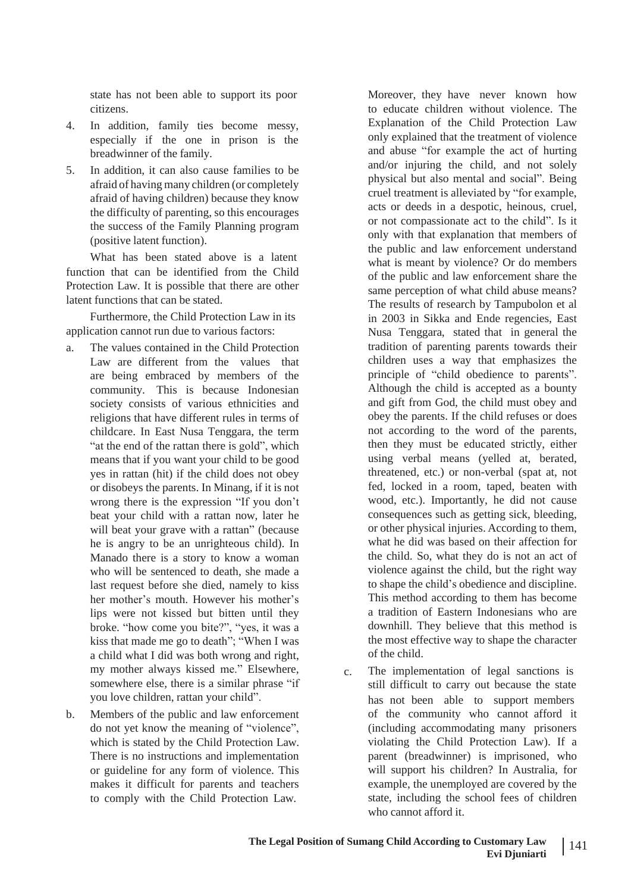state has not been able to support its poor citizens.

4. In addition, family ties become messy, especially if the one in prison is the breadwinner of the family.
5. In addition, it can also cause families to be afraid of having many children (or completely afraid of having children) because they know the difficulty of parenting, so this encourages the success of the Family Planning program (positive latent function).

What has been stated above is a latent function that can be identified from the Child Protection Law. It is possible that there are other latent functions that can be stated.

Furthermore, the Child Protection Law in its application cannot run due to various factors:

a. The values contained in the Child Protection Law are different from the values that are being embraced by members of the community. This is because Indonesian society consists of various ethnicities and religions that have different rules in terms of childcare. In East Nusa Tenggara, the term "at the end of the rattan there is gold", which means that if you want your child to be good yes in rattan (hit) if the child does not obey or disobeys the parents. In Minang, if it is not wrong there is the expression "If you don't beat your child with a rattan now, later he will beat your grave with a rattan" (because he is angry to be an unrighteous child). In Manado there is a story to know a woman who will be sentenced to death, she made a last request before she died, namely to kiss her mother's mouth. However his mother's lips were not kissed but bitten until they broke. "how come you bite?", "yes, it was a kiss that made me go to death"; "When I was a child what I did was both wrong and right, my mother always kissed me." Elsewhere, somewhere else, there is a similar phrase "if you love children, rattan your child".

b. Members of the public and law enforcement do not yet know the meaning of "violence", which is stated by the Child Protection Law. There is no instructions and implementation or guideline for any form of violence. This makes it difficult for parents and teachers to comply with the Child Protection Law. Moreover, they have never known how to educate children without violence. The Explanation of the Child Protection Law only explained that the treatment of violence and abuse "for example the act of hurting and/or injuring the child, and not solely physical but also mental and social". Being cruel treatment is alleviated by "for example, acts or deeds in a despotic, heinous, cruel, or not compassionate act to the child". Is it only with that explanation that members of the public and law enforcement understand what is meant by violence? Or do members of the public and law enforcement share the same perception of what child abuse means? The results of research by Tampubolon et al in 2003 in Sikka and Ende regencies, East Nusa Tenggara, stated that in general the tradition of parenting parents towards their children uses a way that emphasizes the principle of "child obedience to parents". Although the child is accepted as a bounty and gift from God, the child must obey and obey the parents. If the child refuses or does not according to the word of the parents, then they must be educated strictly, either using verbal means (yelled at, berated, threatened, etc.) or non-verbal (spat at, not fed, locked in a room, taped, beaten with wood, etc.). Importantly, he did not cause consequences such as getting sick, bleeding, or other physical injuries. According to them, what he did was based on their affection for the child. So, what they do is not an act of violence against the child, but the right way to shape the child's obedience and discipline. This method according to them has become a tradition of Eastern Indonesians who are downhill. They believe that this method is the most effective way to shape the character of the child.

c. The implementation of legal sanctions is still difficult to carry out because the state has not been able to support members of the community who cannot afford it (including accommodating many prisoners violating the Child Protection Law). If a parent (breadwinner) is imprisoned, who will support his children? In Australia, for example, the unemployed are covered by the state, including the school fees of children who cannot afford it.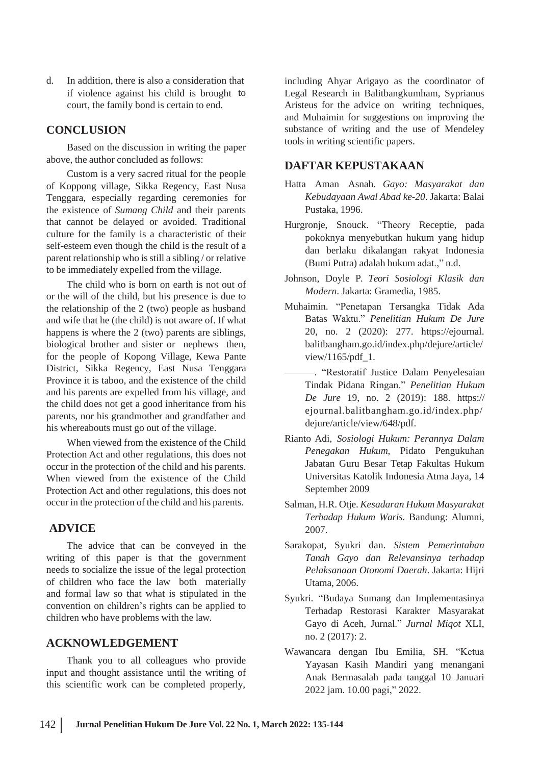d. In addition, there is also a consideration that if violence against his child is brought to court, the family bond is certain to end.

## CONCLUSION

Based on the discussion in writing the paper above, the author concluded as follows:

Custom is a very sacred ritual for the people of Koppong village, Sikka Regency, East Nusa Tenggara, especially regarding ceremonies for the existence of *Sumang Child* and their parents that cannot be delayed or avoided. Traditional culture for the family is a characteristic of their self-esteem even though the child is the result of a parent relationship who is still a sibling / or relative to be immediately expelled from the village.

The child who is born on earth is not out of or the will of the child, but his presence is due to the relationship of the 2 (two) people as husband and wife that he (the child) is not aware of. If what happens is where the 2 (two) parents are siblings, biological brother and sister or nephews then, for the people of Kopong Village, Kewa Pante District, Sikka Regency, East Nusa Tenggara Province it is taboo, and the existence of the child and his parents are expelled from his village, and the child does not get a good inheritance from his parents, nor his grandmother and grandfather and his whereabouts must go out of the village.

When viewed from the existence of the Child Protection Act and other regulations, this does not occur in the protection of the child and his parents. When viewed from the existence of the Child Protection Act and other regulations, this does not occur in the protection of the child and his parents.

## ADVICE

The advice that can be conveyed in the writing of this paper is that the government needs to socialize the issue of the legal protection of children who face the law both materially and formal law so that what is stipulated in the convention on children's rights can be applied to children who have problems with the law.

## ACKNOWLEDGEMENT

Thank you to all colleagues who provide input and thought assistance until the writing of this scientific work can be completed properly, including Ahyar Arigayo as the coordinator of Legal Research in Balitbangkumham, Syprianus Aristeus for the advice on writing techniques, and Muhaimin for suggestions on improving the substance of writing and the use of Mendeley tools in writing scientific papers.

## DAFTAR KEPUSTAKAAN

Hatta Aman Asnah. *Gayo: Masyarakat dan Kebudayaan Awal Abad ke-20*. Jakarta: Balai Pustaka, 1996.

Hurgronje, Snouck. "Theory Receptie, pada pokoknya menyebutkan hukum yang hidup dan berlaku dikalangan rakyat Indonesia (Bumi Putra) adalah hukum adat.," n.d.

Johnson, Doyle P. *Teori Sosiologi Klasik dan Modern*. Jakarta: Gramedia, 1985.

Muhaimin. "Penetapan Tersangka Tidak Ada Batas Waktu." *Penelitian Hukum De Jure* 20, no. 2 (2020): 277. https://ejournal.balitbangham.go.id/index.php/dejure/article/view/1165/pdf_1.

———. "Restoratif Justice Dalam Penyelesaian Tindak Pidana Ringan." *Penelitian Hukum De Jure* 19, no. 2 (2019): 188. https://ejournal.balitbangham.go.id/index.php/dejure/article/view/648/pdf.

Rianto Adi, *Sosiologi Hukum: Perannya Dalam Penegakan Hukum,* Pidato Pengukuhan Jabatan Guru Besar Tetap Fakultas Hukum Universitas Katolik Indonesia Atma Jaya, 14 September 2009

Salman, H.R. Otje. *Kesadaran Hukum Masyarakat Terhadap Hukum Waris*. Bandung: Alumni, 2007.

Sarakopat, Syukri dan. *Sistem Pemerintahan Tanah Gayo dan Relevansinya terhadap Pelaksanaan Otonomi Daerah*. Jakarta: Hijri Utama, 2006.

Syukri. "Budaya Sumang dan Implementasinya Terhadap Restorasi Karakter Masyarakat Gayo di Aceh, Jurnal." *Jurnal Miqot* XLI, no. 2 (2017): 2.

Wawancara dengan Ibu Emilia, SH. "Ketua Yayasan Kasih Mandiri yang menangani Anak Bermasalah pada tanggal 10 Januari 2022 jam. 10.00 pagi," 2022.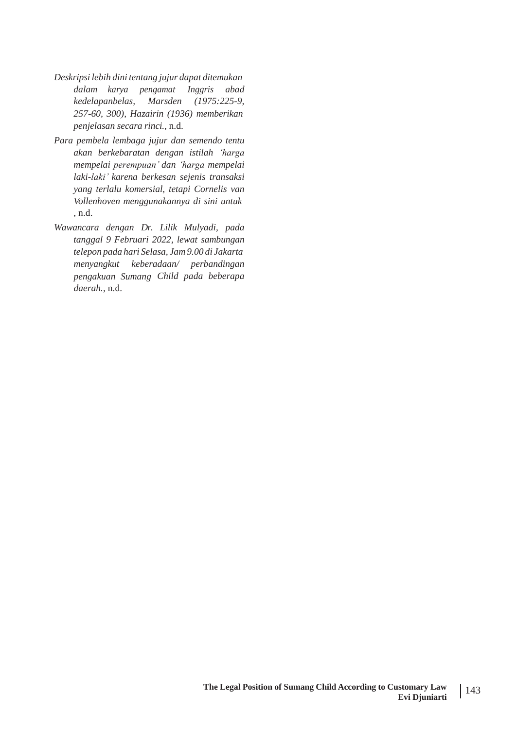*Deskripsi lebih dini tentang jujur dapat ditemukan dalam karya pengamat Inggris abad kedelapanbelas, Marsden (1975:225-9, 257-60, 300), Hazairin (1936) memberikan penjelasan secara rinci.*, n.d.

*Para pembela lembaga jujur dan semendo tentu akan berkebaratan dengan istilah 'harga mempelai perempuan' dan 'harga mempelai laki-laki' karena berkesan sejenis transaksi yang terlalu komersial, tetapi Cornelis van Vollenhoven menggunakannya di sini untuk* , n.d.

*Wawancara dengan Dr. Lilik Mulyadi, pada tanggal 9 Februari 2022, lewat sambungan telepon pada hari Selasa, Jam 9.00 di Jakarta menyangkut keberadaan/ perbandingan pengakuan Sumang Child pada beberapa daerah.*, n.d.